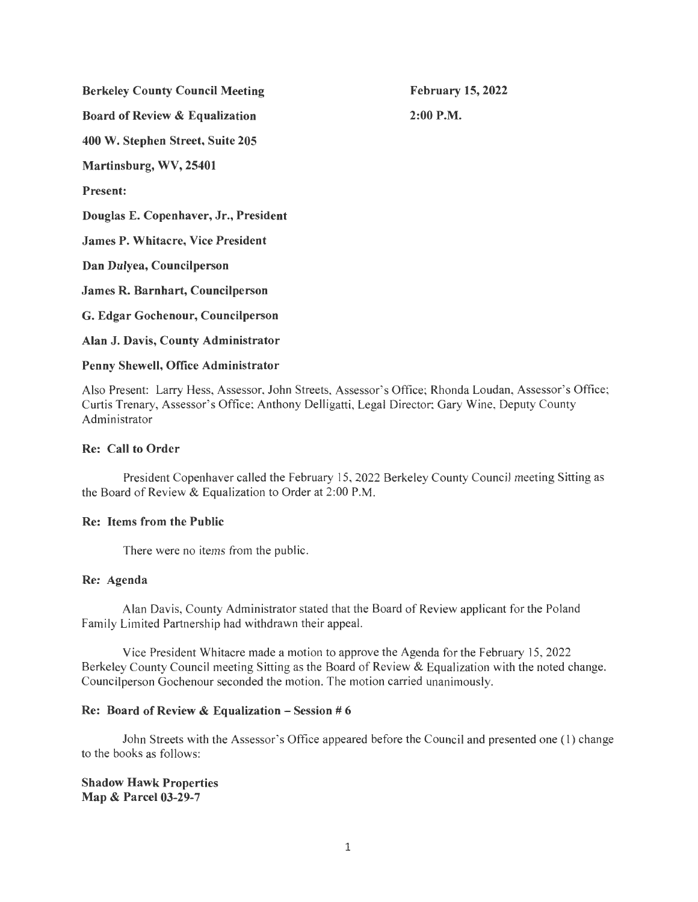**Berkeley County Council Meeting** **February 15, 2022**

**Board of Review & Equalization** **2:00 P.M.**

**400 W. Stephen Street, Suite 205**

**Martinsburg, WV, 25401**

**Present:**

**Douglas E. Copenhaver, Jr., President**

**James P. Whitacre, Vice President**

**Dan Dulyea, Councilperson**

**James R. Barnhart, Councilperson**

**G. Edgar Gochenour, Councilperson**

**Alan J. Davis, County Administrator**

**Penny Shewell, Office Administrator**

Also Present: Larry Hess, Assessor, John Streets, Assessor's Office; Rhonda Loudan, Assessor's Office; Curtis Trenary, Assessor's Office; Anthony Delligatti, Legal Director; Gary Wine, Deputy County Administrator

**Re: Call to Order**

President Copenhaver called the February 15, 2022 Berkeley County Council meeting Sitting as the Board of Review & Equalization to Order at 2:00 P.M.

**Re: Items from the Public**

There were no items from the public.

**Re: Agenda**

Alan Davis, County Administrator stated that the Board of Review applicant for the Poland Family Limited Partnership had withdrawn their appeal.

Vice President Whitacre made a motion to approve the Agenda for the February 15, 2022 Berkeley County Council meeting Sitting as the Board of Review & Equalization with the noted change. Councilperson Gochenour seconded the motion. The motion carried unanimously.

**Re: Board of Review & Equalization – Session # 6**

John Streets with the Assessor's Office appeared before the Council and presented one (1) change to the books as follows:

**Shadow Hawk Properties**
**Map & Parcel 03-29-7**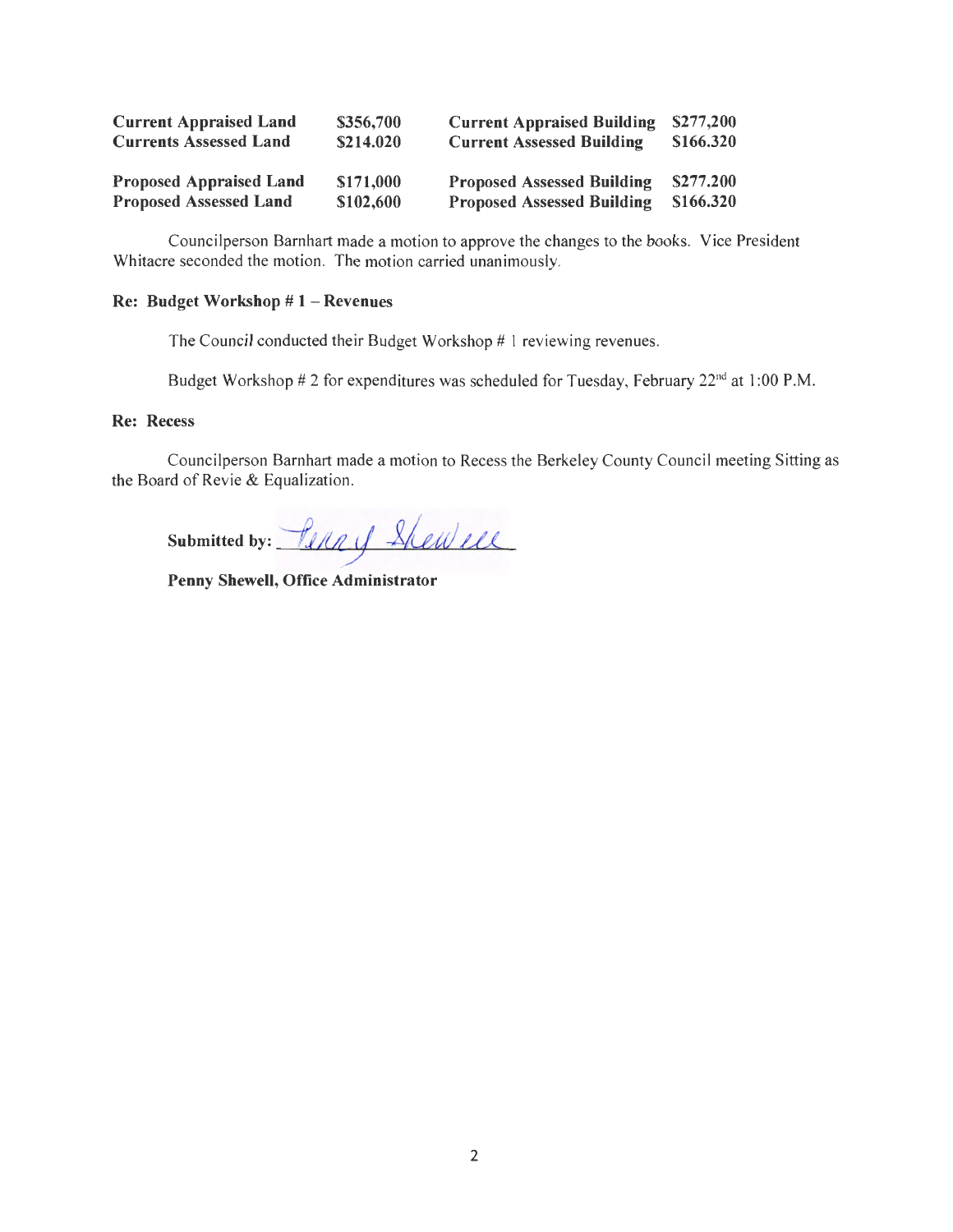| | | | |
|---|---|---|---|
| **Current Appraised Land** | **$356,700** | **Current Appraised Building** | **$277,200** |
| **Currents Assessed Land** | **$214.020** | **Current Assessed Building** | **$166.320** |
| **Proposed Appraised Land** | **$171,000** | **Proposed Assessed Building** | **$277.200** |
| **Proposed Assessed Land** | **$102,600** | **Proposed Assessed Building** | **$166.320** |

Councilperson Barnhart made a motion to approve the changes to the books. Vice President Whitacre seconded the motion. The motion carried unanimously.

**Re: Budget Workshop # 1 – Revenues**

The Council conducted their Budget Workshop # 1 reviewing revenues.

Budget Workshop # 2 for expenditures was scheduled for Tuesday, February 22nd at 1:00 P.M.

**Re: Recess**

Councilperson Barnhart made a motion to Recess the Berkeley County Council meeting Sitting as the Board of Revie & Equalization.

**Submitted by:** Penny Shewell

**Penny Shewell, Office Administrator**